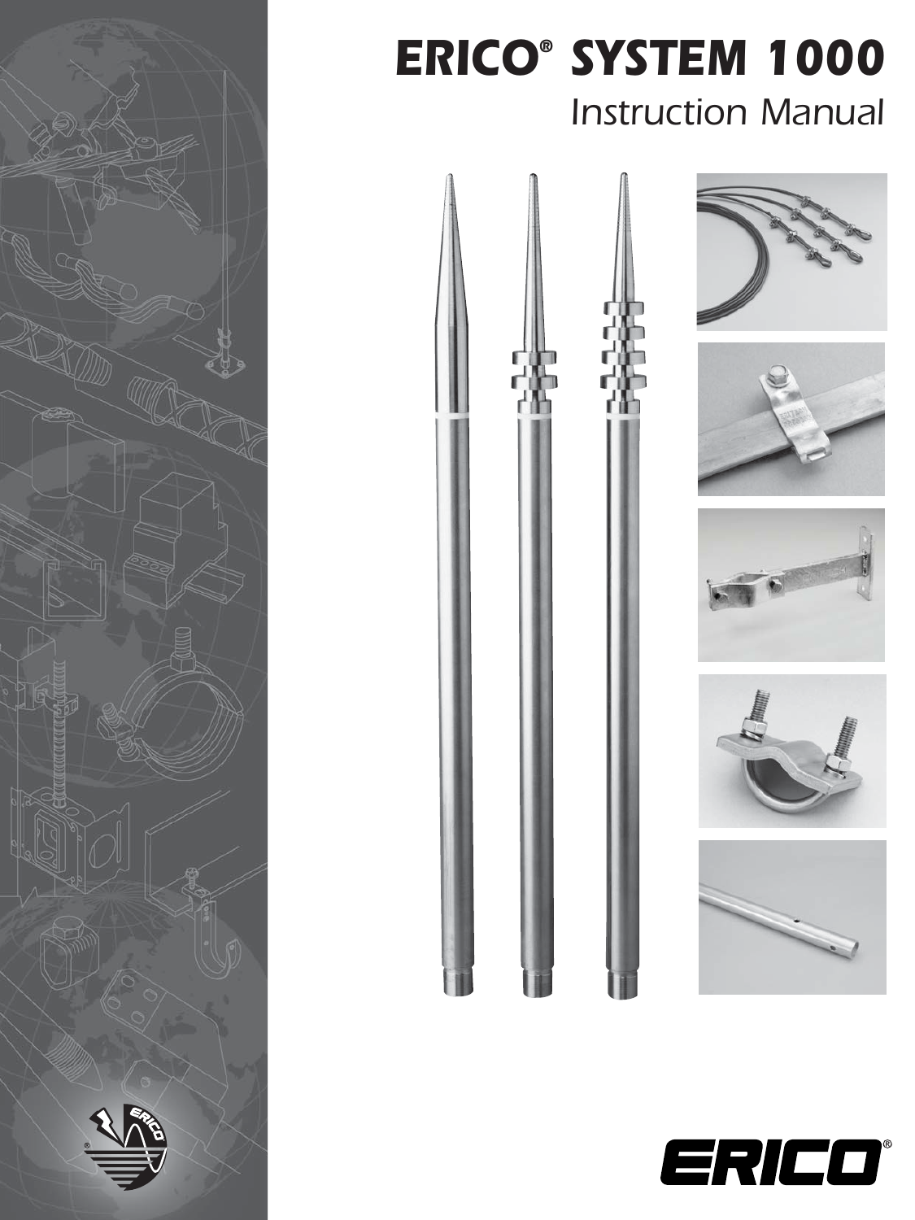# ERICO® SYSTEM 1000

## Instruction Manual

ERICO®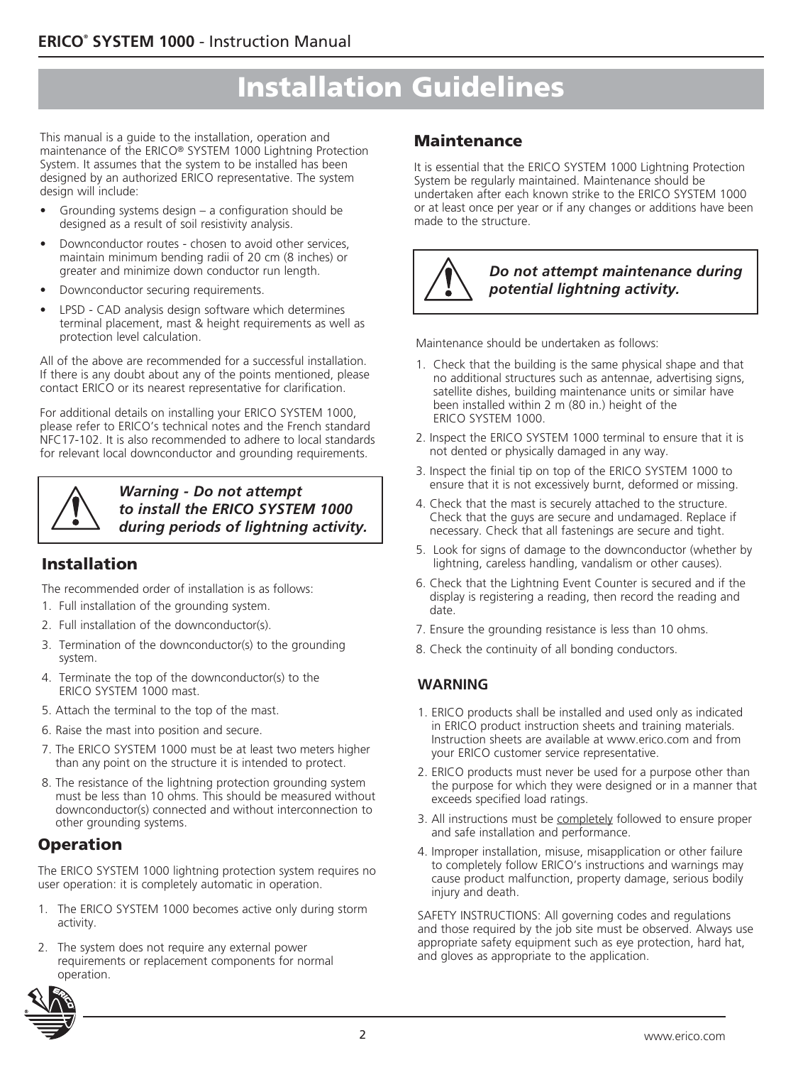# Installation Guidelines

This manual is a guide to the installation, operation and maintenance of the ERICO® SYSTEM 1000 Lightning Protection System. It assumes that the system to be installed has been designed by an authorized ERICO representative. The system design will include:

- Grounding systems design – a configuration should be designed as a result of soil resistivity analysis.
- Downconductor routes - chosen to avoid other services, maintain minimum bending radii of 20 cm (8 inches) or greater and minimize down conductor run length.
- Downconductor securing requirements.
- LPSD - CAD analysis design software which determines terminal placement, mast & height requirements as well as protection level calculation.

All of the above are recommended for a successful installation. If there is any doubt about any of the points mentioned, please contact ERICO or its nearest representative for clarification.

For additional details on installing your ERICO SYSTEM 1000, please refer to ERICO's technical notes and the French standard NFC17-102. It is also recommended to adhere to local standards for relevant local downconductor and grounding requirements.

***Warning - Do not attempt to install the ERICO SYSTEM 1000 during periods of lightning activity.***

## Installation

The recommended order of installation is as follows:

1. Full installation of the grounding system.
2. Full installation of the downconductor(s).
3. Termination of the downconductor(s) to the grounding system.
4. Terminate the top of the downconductor(s) to the ERICO SYSTEM 1000 mast.
5. Attach the terminal to the top of the mast.
6. Raise the mast into position and secure.
7. The ERICO SYSTEM 1000 must be at least two meters higher than any point on the structure it is intended to protect.
8. The resistance of the lightning protection grounding system must be less than 10 ohms. This should be measured without downconductor(s) connected and without interconnection to other grounding systems.

## Operation

The ERICO SYSTEM 1000 lightning protection system requires no user operation: it is completely automatic in operation.

1. The ERICO SYSTEM 1000 becomes active only during storm activity.
2. The system does not require any external power requirements or replacement components for normal operation.

## Maintenance

It is essential that the ERICO SYSTEM 1000 Lightning Protection System be regularly maintained. Maintenance should be undertaken after each known strike to the ERICO SYSTEM 1000 or at least once per year or if any changes or additions have been made to the structure.

***Do not attempt maintenance during potential lightning activity.***

Maintenance should be undertaken as follows:

1. Check that the building is the same physical shape and that no additional structures such as antennae, advertising signs, satellite dishes, building maintenance units or similar have been installed within 2 m (80 in.) height of the ERICO SYSTEM 1000.
2. Inspect the ERICO SYSTEM 1000 terminal to ensure that it is not dented or physically damaged in any way.
3. Inspect the finial tip on top of the ERICO SYSTEM 1000 to ensure that it is not excessively burnt, deformed or missing.
4. Check that the mast is securely attached to the structure. Check that the guys are secure and undamaged. Replace if necessary. Check that all fastenings are secure and tight.
5. Look for signs of damage to the downconductor (whether by lightning, careless handling, vandalism or other causes).
6. Check that the Lightning Event Counter is secured and if the display is registering a reading, then record the reading and date.
7. Ensure the grounding resistance is less than 10 ohms.
8. Check the continuity of all bonding conductors.

### WARNING

1. ERICO products shall be installed and used only as indicated in ERICO product instruction sheets and training materials. Instruction sheets are available at www.erico.com and from your ERICO customer service representative.
2. ERICO products must never be used for a purpose other than the purpose for which they were designed or in a manner that exceeds specified load ratings.
3. All instructions must be completely followed to ensure proper and safe installation and performance.
4. Improper installation, misuse, misapplication or other failure to completely follow ERICO's instructions and warnings may cause product malfunction, property damage, serious bodily injury and death.

SAFETY INSTRUCTIONS: All governing codes and regulations and those required by the job site must be observed. Always use appropriate safety equipment such as eye protection, hard hat, and gloves as appropriate to the application.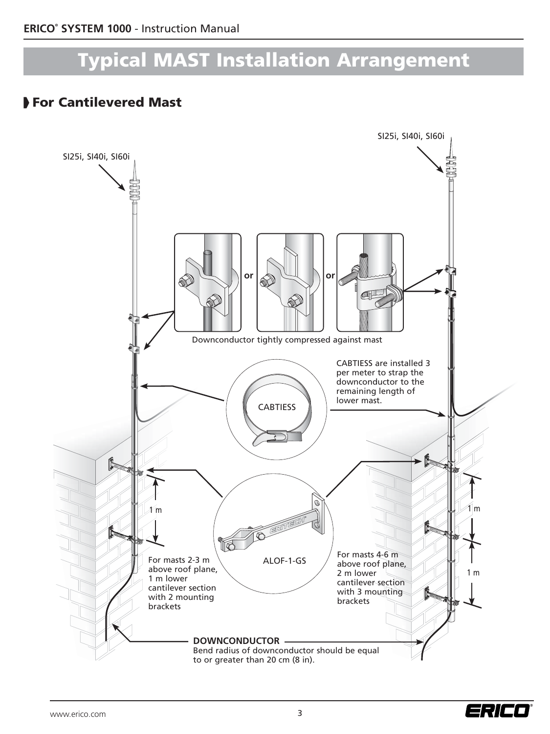# Typical MAST Installation Arrangement

## For Cantilevered Mast

SI25i, SI40i, SI60i

SI25i, SI40i, SI60i

or

or

Downconductor tightly compressed against mast

CABTIESS are installed 3 per meter to strap the downconductor to the remaining length of lower mast.

CABTIESS

1 m

1 m

1 m

ALOF-1-GS

For masts 2-3 m above roof plane, 1 m lower cantilever section with 2 mounting brackets

For masts 4-6 m above roof plane, 2 m lower cantilever section with 3 mounting brackets

**DOWNCONDUCTOR**
Bend radius of downconductor should be equal to or greater than 20 cm (8 in).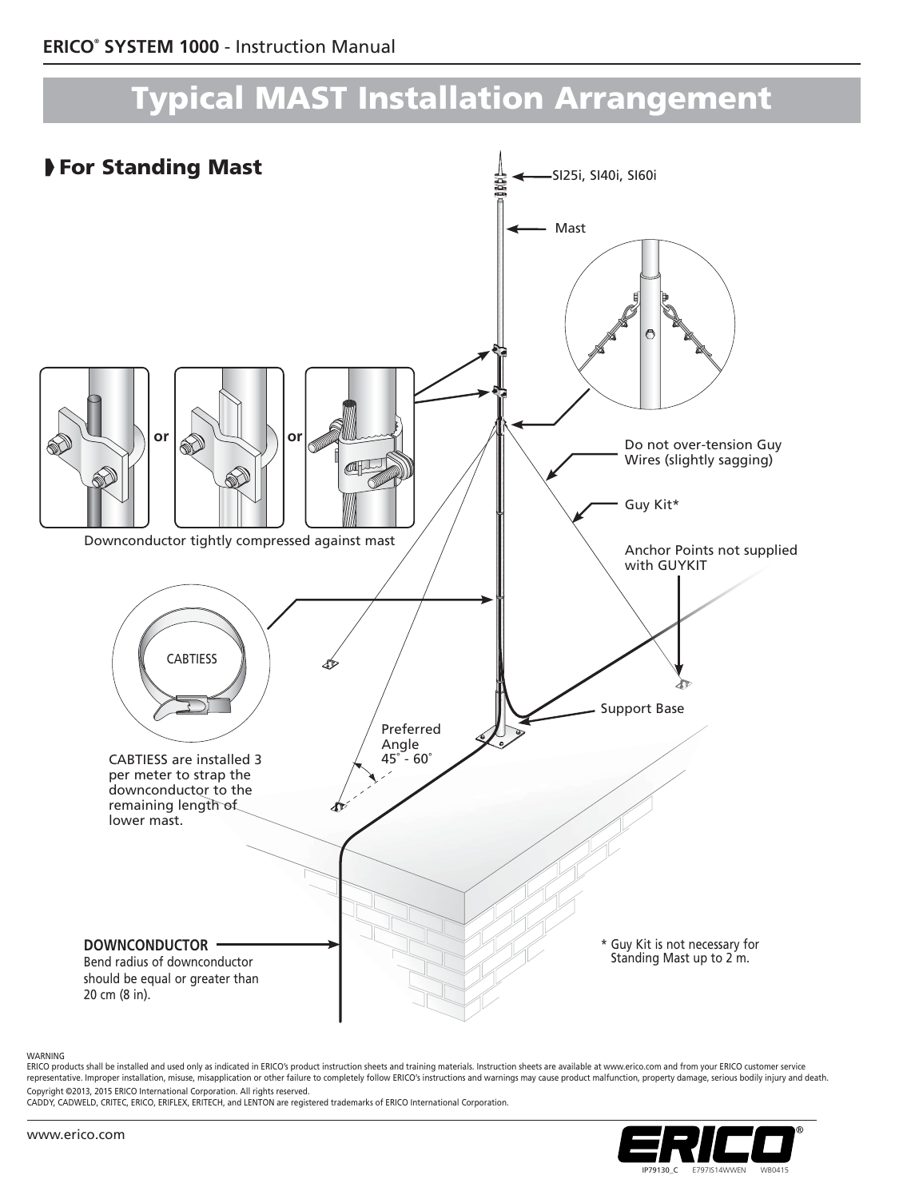# Typical MAST Installation Arrangement

## For Standing Mast

SI25i, SI40i, SI60i

Mast

or

or

Downconductor tightly compressed against mast

Do not over-tension Guy Wires (slightly sagging)

Guy Kit*

Anchor Points not supplied with GUYKIT

CABTIESS

CABTIESS are installed 3 per meter to strap the downconductor to the remaining length of lower mast.

Support Base

Preferred Angle 45° - 60°

**DOWNCONDUCTOR**
Bend radius of downconductor should be equal or greater than 20 cm (8 in).

\* Guy Kit is not necessary for Standing Mast up to 2 m.

WARNING
ERICO products shall be installed and used only as indicated in ERICO's product instruction sheets and training materials. Instruction sheets are available at www.erico.com and from your ERICO customer service representative. Improper installation, misuse, misapplication or other failure to completely follow ERICO's instructions and warnings may cause product malfunction, property damage, serious bodily injury and death.

Copyright ©2013, 2015 ERICO International Corporation. All rights reserved.
CADDY, CADWELD, CRITEC, ERICO, ERIFLEX, ERITECH, and LENTON are registered trademarks of ERICO International Corporation.

www.erico.com

IP79130_C E797IS14WWEN WB0415